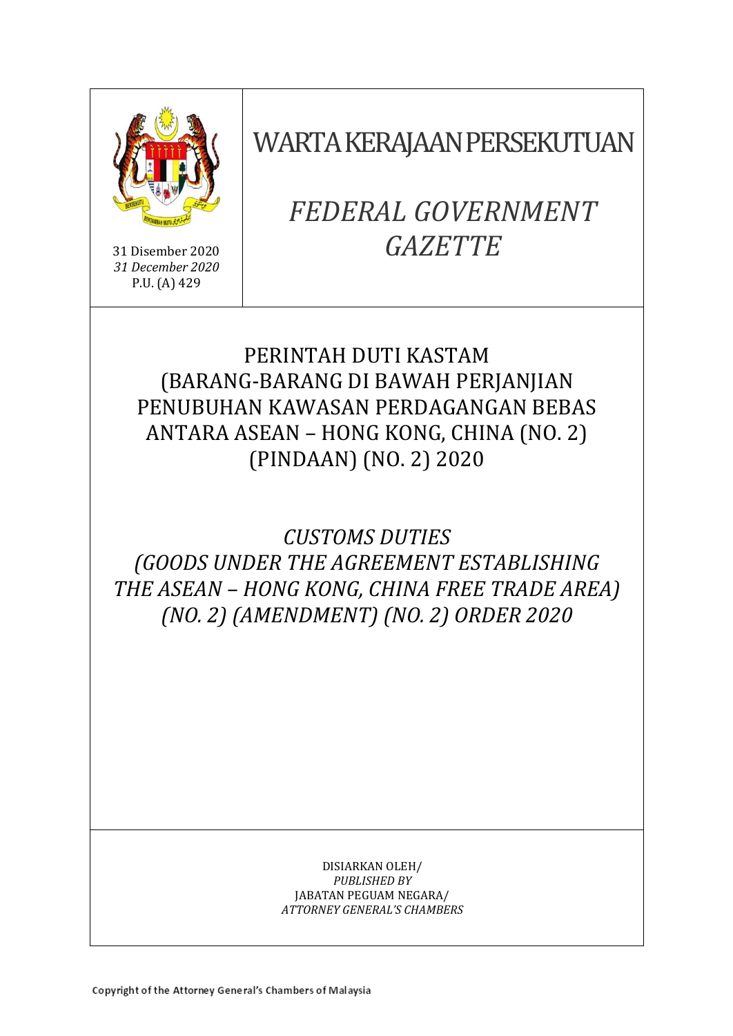31 Disember 2020
*31 December 2020*
P.U. (A) 429

# WARTA KERAJAAN PERSEKUTUAN

# *FEDERAL GOVERNMENT GAZETTE*

## PERINTAH DUTI KASTAM (BARANG-BARANG DI BAWAH PERJANJIAN PENUBUHAN KAWASAN PERDAGANGAN BEBAS ANTARA ASEAN – HONG KONG, CHINA (NO. 2) (PINDAAN) (NO. 2) 2020

## *CUSTOMS DUTIES (GOODS UNDER THE AGREEMENT ESTABLISHING THE ASEAN – HONG KONG, CHINA FREE TRADE AREA) (NO. 2) (AMENDMENT) (NO. 2) ORDER 2020*

DISIARKAN OLEH/
*PUBLISHED BY*
JABATAN PEGUAM NEGARA/
*ATTORNEY GENERAL'S CHAMBERS*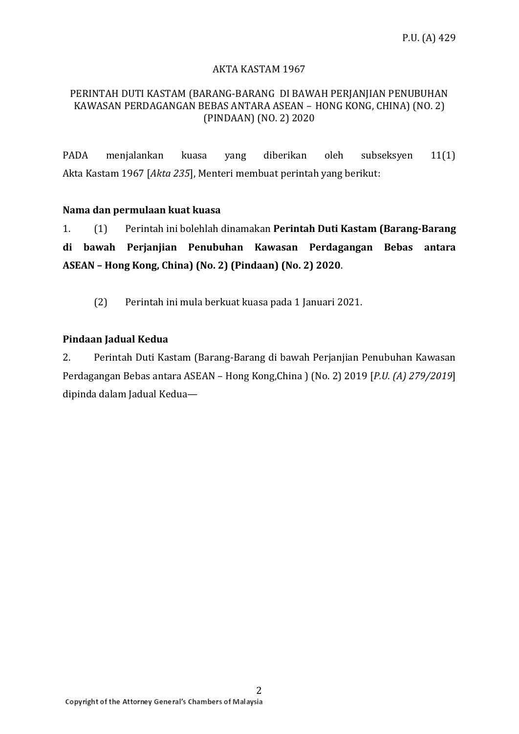P.U. (A) 429

AKTA KASTAM 1967

PERINTAH DUTI KASTAM (BARANG-BARANG DI BAWAH PERJANJIAN PENUBUHAN KAWASAN PERDAGANGAN BEBAS ANTARA ASEAN – HONG KONG, CHINA) (NO. 2) (PINDAAN) (NO. 2) 2020

PADA menjalankan kuasa yang diberikan oleh subseksyen 11(1) Akta Kastam 1967 [*Akta 235*], Menteri membuat perintah yang berikut:

**Nama dan permulaan kuat kuasa**

1. (1) Perintah ini bolehlah dinamakan **Perintah Duti Kastam (Barang-Barang di bawah Perjanjian Penubuhan Kawasan Perdagangan Bebas antara ASEAN – Hong Kong, China) (No. 2) (Pindaan) (No. 2) 2020**.

(2) Perintah ini mula berkuat kuasa pada 1 Januari 2021.

**Pindaan Jadual Kedua**

2. Perintah Duti Kastam (Barang-Barang di bawah Perjanjian Penubuhan Kawasan Perdagangan Bebas antara ASEAN – Hong Kong,China ) (No. 2) 2019 [*P.U. (A) 279/2019*] dipinda dalam Jadual Kedua—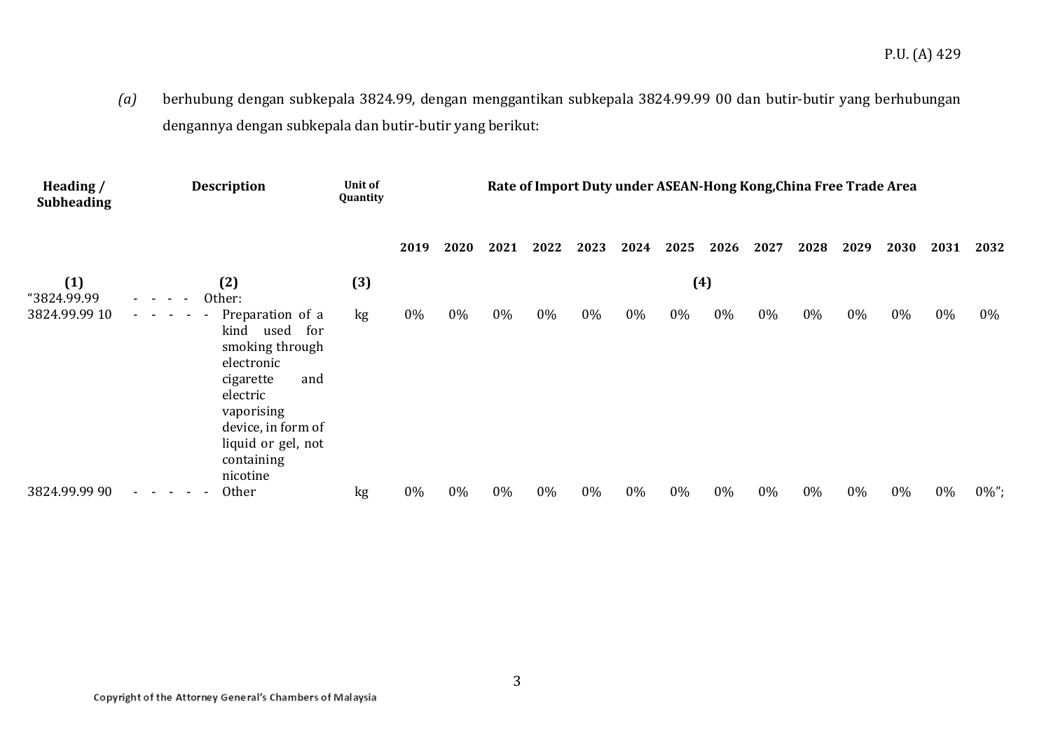*(a)* berhubung dengan subkepala 3824.99, dengan menggantikan subkepala 3824.99.99 00 dan butir-butir yang berhubungan dengannya dengan subkepala dan butir-butir yang berikut:

| Heading / Subheading | Description | Unit of Quantity | Rate of Import Duty under ASEAN-Hong Kong,China Free Trade Area | | | | | | | | | | | | | |
|---|---|---|---|---|---|---|---|---|---|---|---|---|---|---|---|---|
| | | | 2019 | 2020 | 2021 | 2022 | 2023 | 2024 | 2025 | 2026 | 2027 | 2028 | 2029 | 2030 | 2031 | 2032 |
| (1) | (2) | (3) | (4) | | | | | | | | | | | | | |
| "3824.99.99 | - - - - Other: | | | | | | | | | | | | | | | |
| 3824.99.99 10 | - - - - - Preparation of a kind used for smoking through electronic cigarette and electric vaporising device, in form of liquid or gel, not containing nicotine | kg | 0% | 0% | 0% | 0% | 0% | 0% | 0% | 0% | 0% | 0% | 0% | 0% | 0% | 0% |
| 3824.99.99 90 | - - - - - Other | kg | 0% | 0% | 0% | 0% | 0% | 0% | 0% | 0% | 0% | 0% | 0% | 0% | 0% | 0%"; |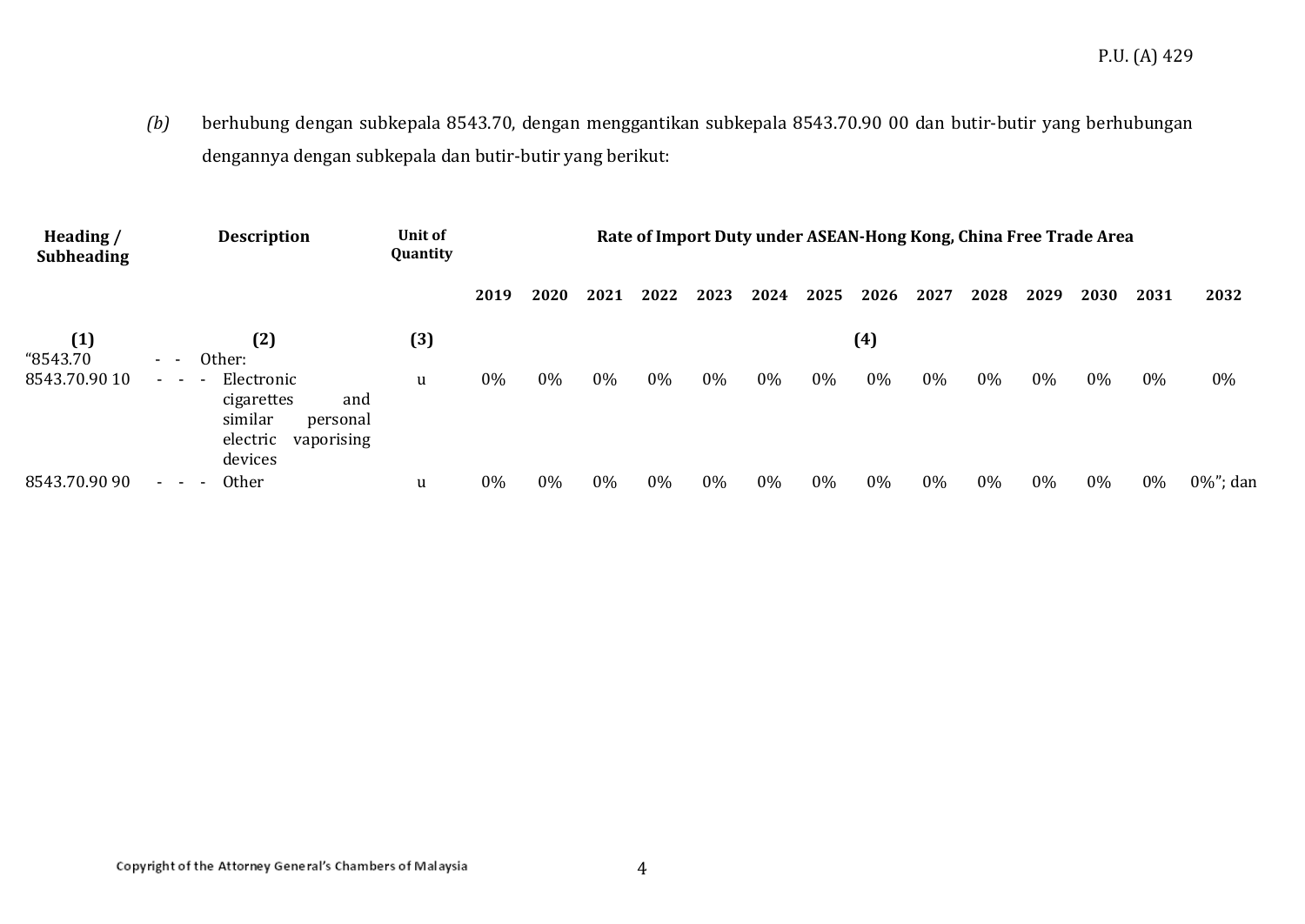*(b)* berhubung dengan subkepala 8543.70, dengan menggantikan subkepala 8543.70.90 00 dan butir-butir yang berhubungan dengannya dengan subkepala dan butir-butir yang berikut:

| Heading / Subheading | Description | Unit of Quantity | Rate of Import Duty under ASEAN-Hong Kong, China Free Trade Area | | | | | | | | | | | | | |
|---|---|---|---|---|---|---|---|---|---|---|---|---|---|---|---|---|
| | | | 2019 | 2020 | 2021 | 2022 | 2023 | 2024 | 2025 | 2026 | 2027 | 2028 | 2029 | 2030 | 2031 | 2032 |
| (1) | (2) | (3) | (4) | | | | | | | | | | | | | |
| “8543.70 | - - Other: | | | | | | | | | | | | | | | |
| 8543.70.90 10 | - - - - Electronic cigarettes and similar personal electric vaporising devices | u | 0% | 0% | 0% | 0% | 0% | 0% | 0% | 0% | 0% | 0% | 0% | 0% | 0% | 0% |
| 8543.70.90 90 | - - - - Other | u | 0% | 0% | 0% | 0% | 0% | 0% | 0% | 0% | 0% | 0% | 0% | 0% | 0% | 0%”; dan |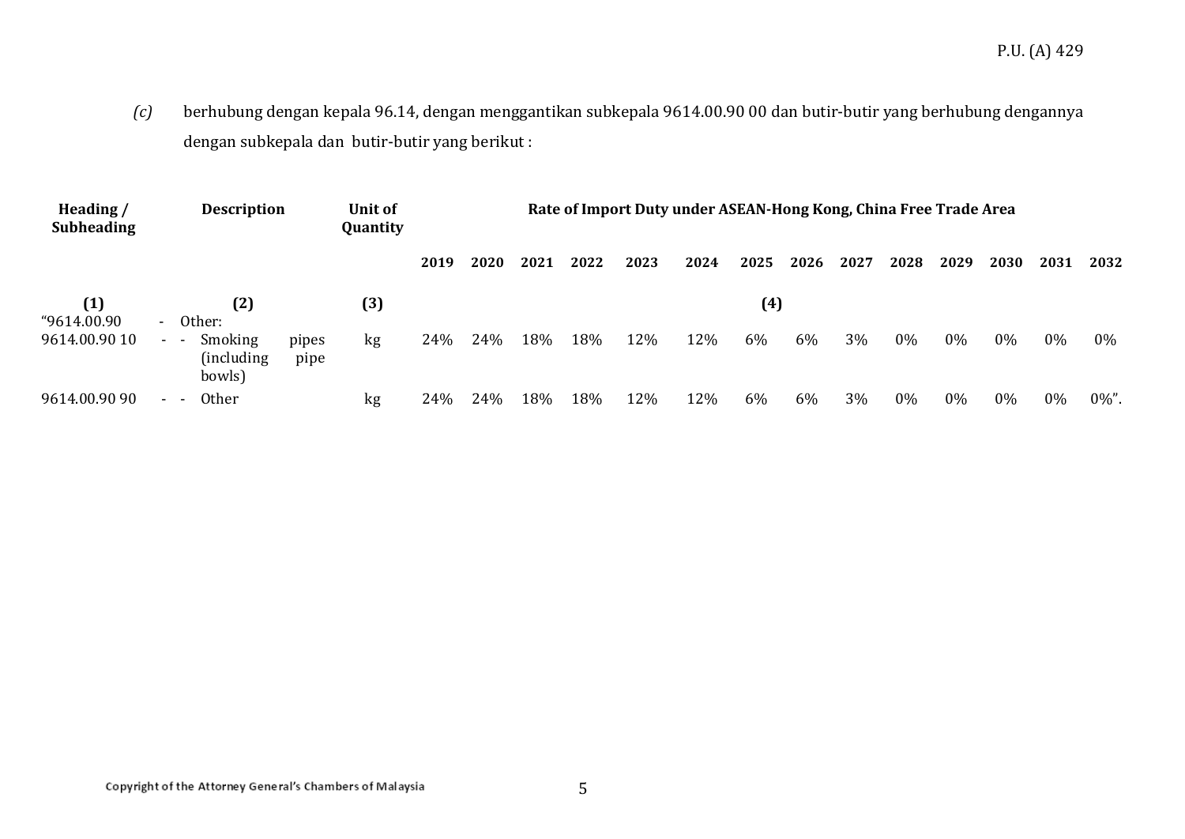*(c)* berhubung dengan kepala 96.14, dengan menggantikan subkepala 9614.00.90 00 dan butir-butir yang berhubung dengannya dengan subkepala dan butir-butir yang berikut :

| Heading / Subheading | Description | Unit of Quantity | Rate of Import Duty under ASEAN-Hong Kong, China Free Trade Area | | | | | | | | | | | | | |
|---|---|---|---|---|---|---|---|---|---|---|---|---|---|---|---|---|
| | | | 2019 | 2020 | 2021 | 2022 | 2023 | 2024 | 2025 | 2026 | 2027 | 2028 | 2029 | 2030 | 2031 | 2032 |
| (1) | (2) | (3) | (4) | | | | | | | | | | | | | |
| "9614.00.90 | - Other: | | | | | | | | | | | | | | | |
| 9614.00.90 10 | - - Smoking pipes (including pipe bowls) | kg | 24% | 24% | 18% | 18% | 12% | 12% | 6% | 6% | 3% | 0% | 0% | 0% | 0% | 0% |
| 9614.00.90 90 | - - Other | kg | 24% | 24% | 18% | 18% | 12% | 12% | 6% | 6% | 3% | 0% | 0% | 0% | 0% | 0%". |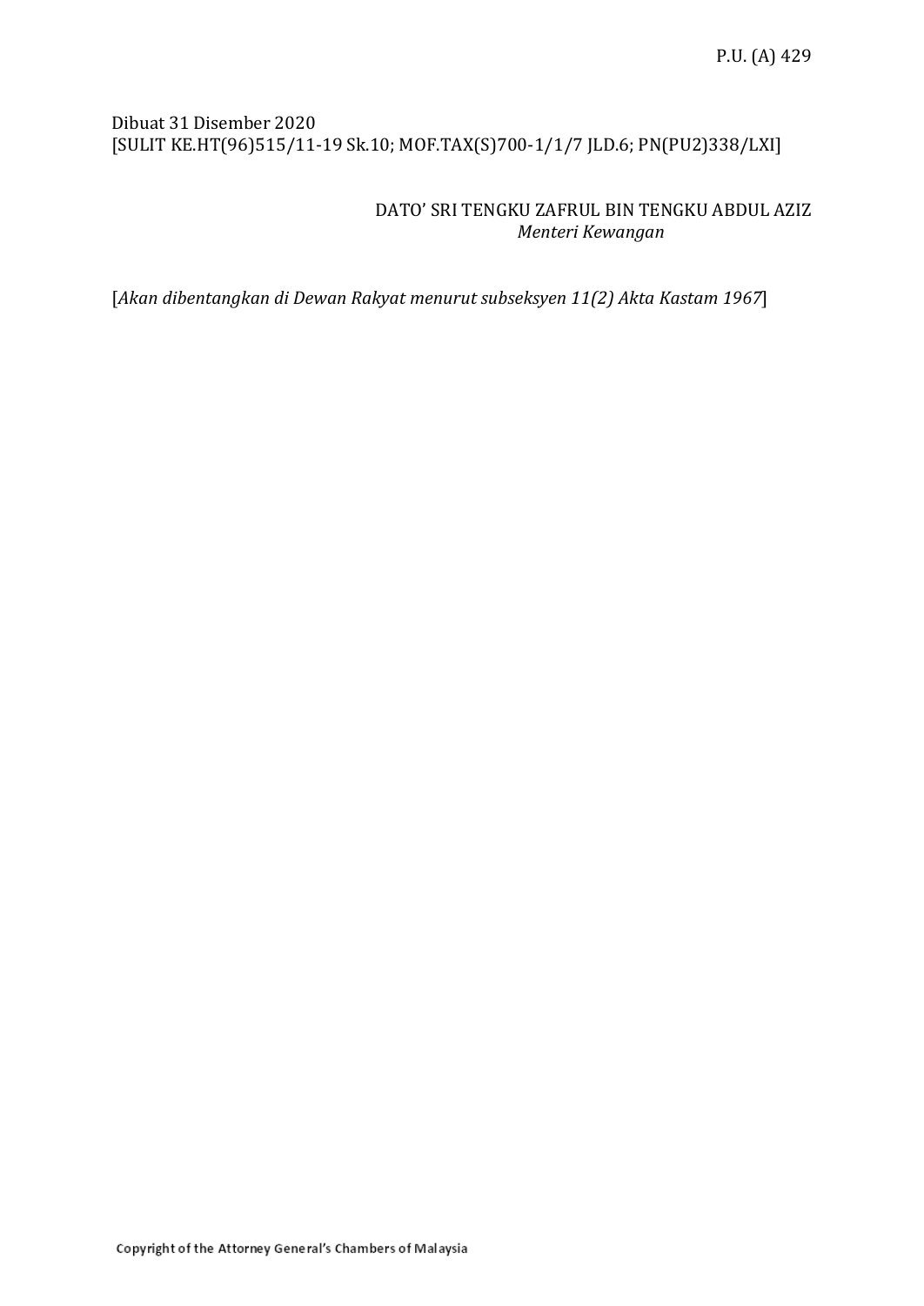Dibuat 31 Disember 2020
[SULIT KE.HT(96)515/11-19 Sk.10; MOF.TAX(S)700-1/1/7 JLD.6; PN(PU2)338/LXI]

DATO' SRI TENGKU ZAFRUL BIN TENGKU ABDUL AZIZ
*Menteri Kewangan*

[*Akan dibentangkan di Dewan Rakyat menurut subseksyen 11(2) Akta Kastam 1967*]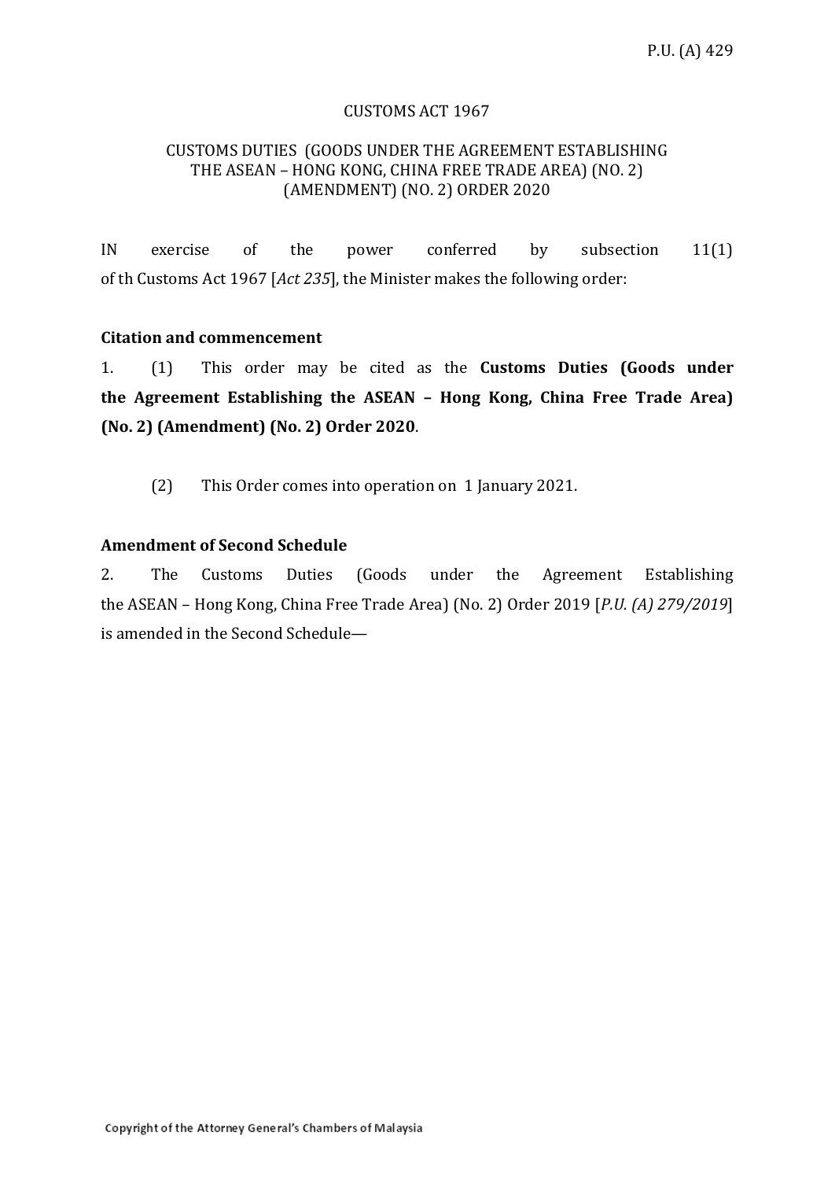CUSTOMS ACT 1967

CUSTOMS DUTIES (GOODS UNDER THE AGREEMENT ESTABLISHING THE ASEAN – HONG KONG, CHINA FREE TRADE AREA) (NO. 2) (AMENDMENT) (NO. 2) ORDER 2020

IN exercise of the power conferred by subsection 11(1) of th Customs Act 1967 [*Act 235*], the Minister makes the following order:

**Citation and commencement**

1. (1) This order may be cited as the **Customs Duties (Goods under the Agreement Establishing the ASEAN – Hong Kong, China Free Trade Area) (No. 2) (Amendment) (No. 2) Order 2020**.

(2) This Order comes into operation on 1 January 2021.

**Amendment of Second Schedule**

2. The Customs Duties (Goods under the Agreement Establishing the ASEAN – Hong Kong, China Free Trade Area) (No. 2) Order 2019 [*P.U. (A) 279/2019*] is amended in the Second Schedule—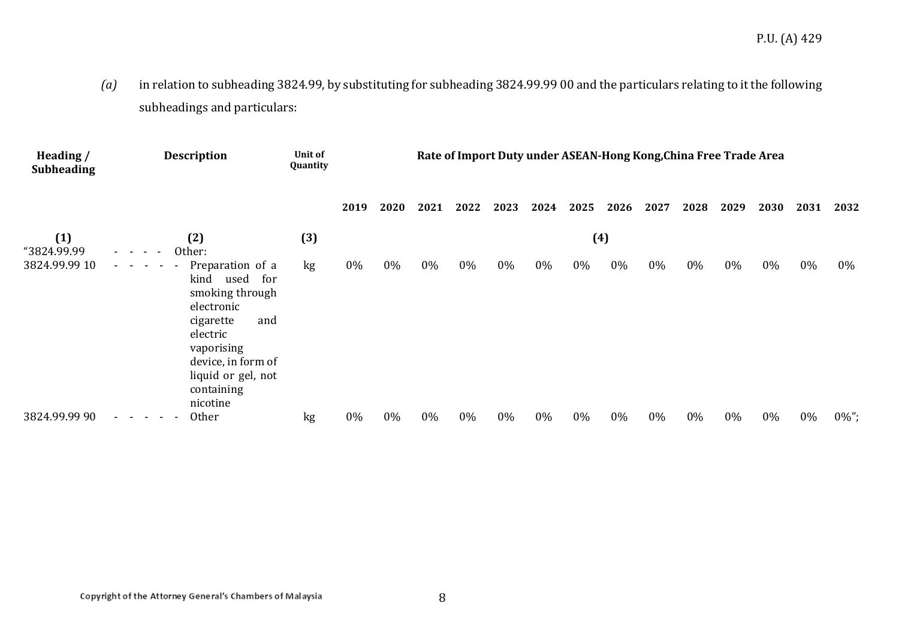*(a)* in relation to subheading 3824.99, by substituting for subheading 3824.99.99 00 and the particulars relating to it the following subheadings and particulars:

| Heading / Subheading | Description | Unit of Quantity | Rate of Import Duty under ASEAN-Hong Kong,China Free Trade Area | | | | | | | | | | | | | |
|---|---|---|---|---|---|---|---|---|---|---|---|---|---|---|---|---|
| | | | 2019 | 2020 | 2021 | 2022 | 2023 | 2024 | 2025 | 2026 | 2027 | 2028 | 2029 | 2030 | 2031 | 2032 |
| (1) | (2) | (3) | (4) | | | | | | | | | | | | | |
| "3824.99.99 | - - - - Other: | | | | | | | | | | | | | | | |
| 3824.99.99 10 | - - - - - Preparation of a kind used for smoking through electronic cigarette and electric vaporising device, in form of liquid or gel, not containing nicotine | kg | 0% | 0% | 0% | 0% | 0% | 0% | 0% | 0% | 0% | 0% | 0% | 0% | 0% | 0% |
| 3824.99.99 90 | - - - - - Other | kg | 0% | 0% | 0% | 0% | 0% | 0% | 0% | 0% | 0% | 0% | 0% | 0% | 0% | 0%"; |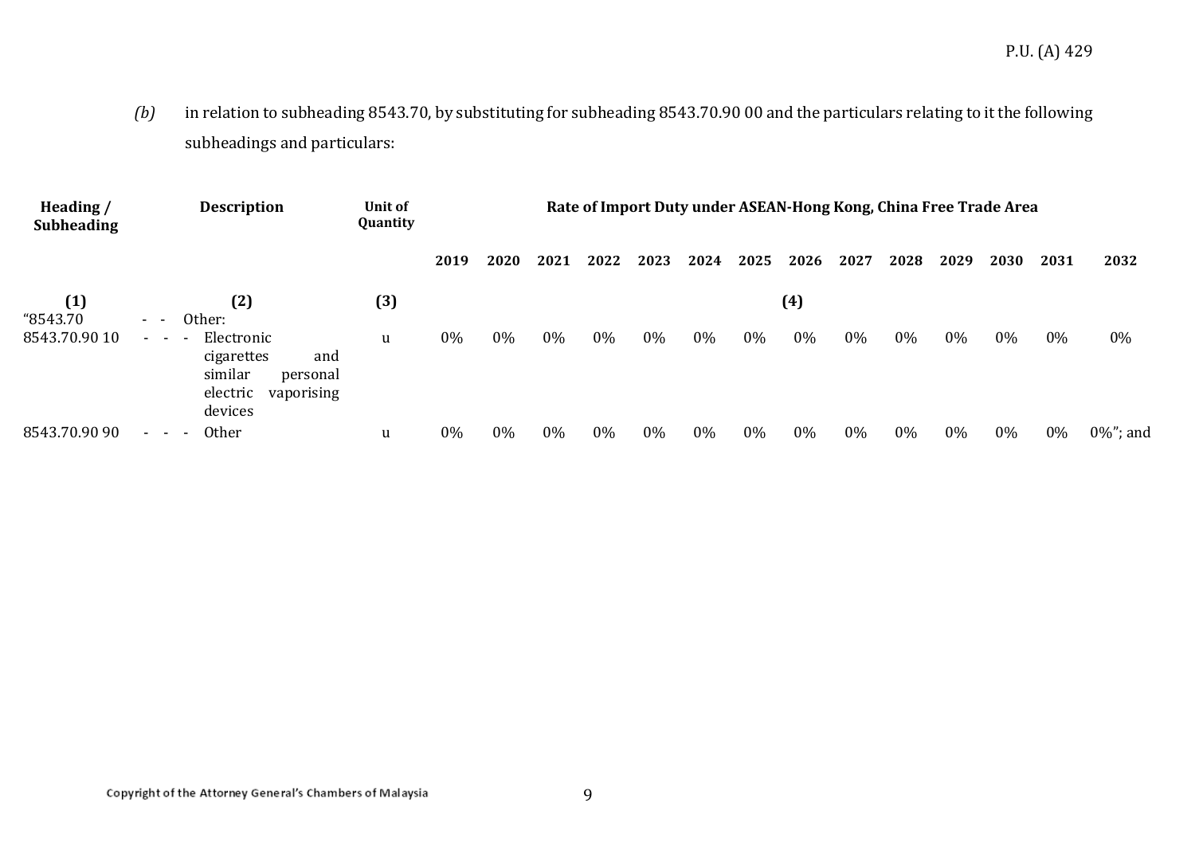*(b)* in relation to subheading 8543.70, by substituting for subheading 8543.70.90 00 and the particulars relating to it the following subheadings and particulars:

| Heading / Subheading | Description | Unit of Quantity | Rate of Import Duty under ASEAN-Hong Kong, China Free Trade Area | | | | | | | | | | | | | |
|---|---|---|---|---|---|---|---|---|---|---|---|---|---|---|---|---|
| | | | 2019 | 2020 | 2021 | 2022 | 2023 | 2024 | 2025 | 2026 | 2027 | 2028 | 2029 | 2030 | 2031 | 2032 |
| (1) | (2) | (3) | (4) | | | | | | | | | | | | | |
| "8543.70 | - - Other: | | | | | | | | | | | | | | | |
| 8543.70.90 10 | - - - - Electronic cigarettes and similar personal electric vaporising devices | u | 0% | 0% | 0% | 0% | 0% | 0% | 0% | 0% | 0% | 0% | 0% | 0% | 0% | 0% |
| 8543.70.90 90 | - - - - Other | u | 0% | 0% | 0% | 0% | 0% | 0% | 0% | 0% | 0% | 0% | 0% | 0% | 0% | 0%"; and |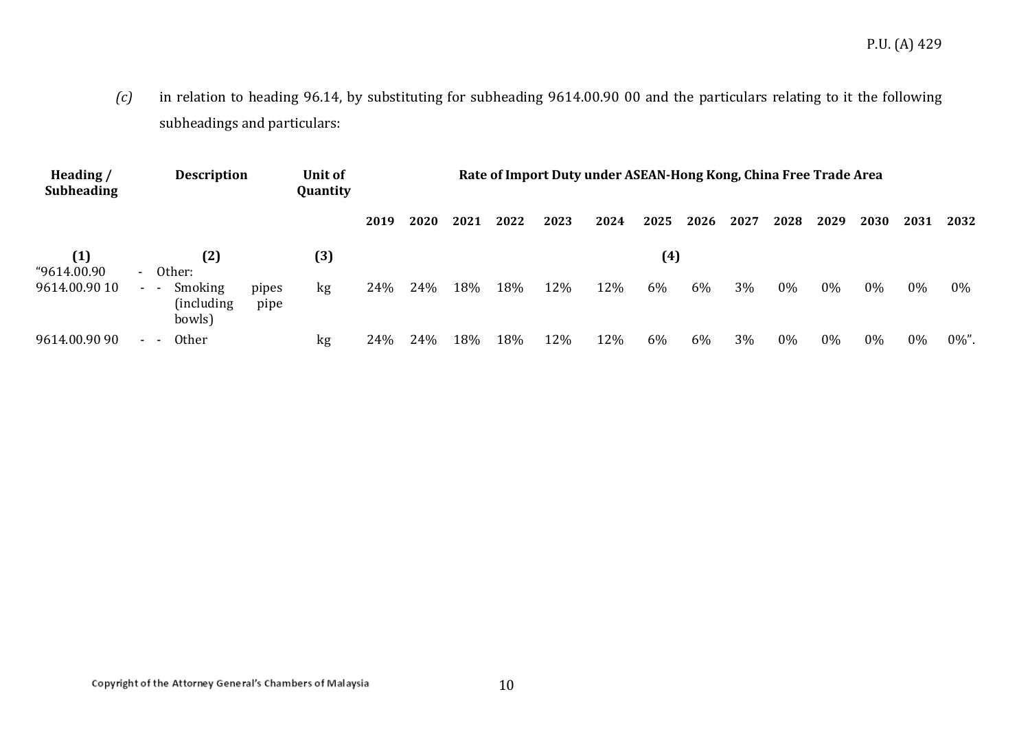*(c)* in relation to heading 96.14, by substituting for subheading 9614.00.90 00 and the particulars relating to it the following subheadings and particulars:

| Heading / Subheading | Description | Unit of Quantity | Rate of Import Duty under ASEAN-Hong Kong, China Free Trade Area | | | | | | | | | | | | | |
|---|---|---|---|---|---|---|---|---|---|---|---|---|---|---|---|---|
| | | | 2019 | 2020 | 2021 | 2022 | 2023 | 2024 | 2025 | 2026 | 2027 | 2028 | 2029 | 2030 | 2031 | 2032 |
| (1) | (2) | (3) | (4) | | | | | | | | | | | | | |
| "9614.00.90 | - Other: | | | | | | | | | | | | | | | |
| 9614.00.90 10 | - - Smoking pipes (including pipe bowls) | kg | 24% | 24% | 18% | 18% | 12% | 12% | 6% | 6% | 3% | 0% | 0% | 0% | 0% | 0% |
| 9614.00.90 90 | - - Other | kg | 24% | 24% | 18% | 18% | 12% | 12% | 6% | 6% | 3% | 0% | 0% | 0% | 0% | 0%". |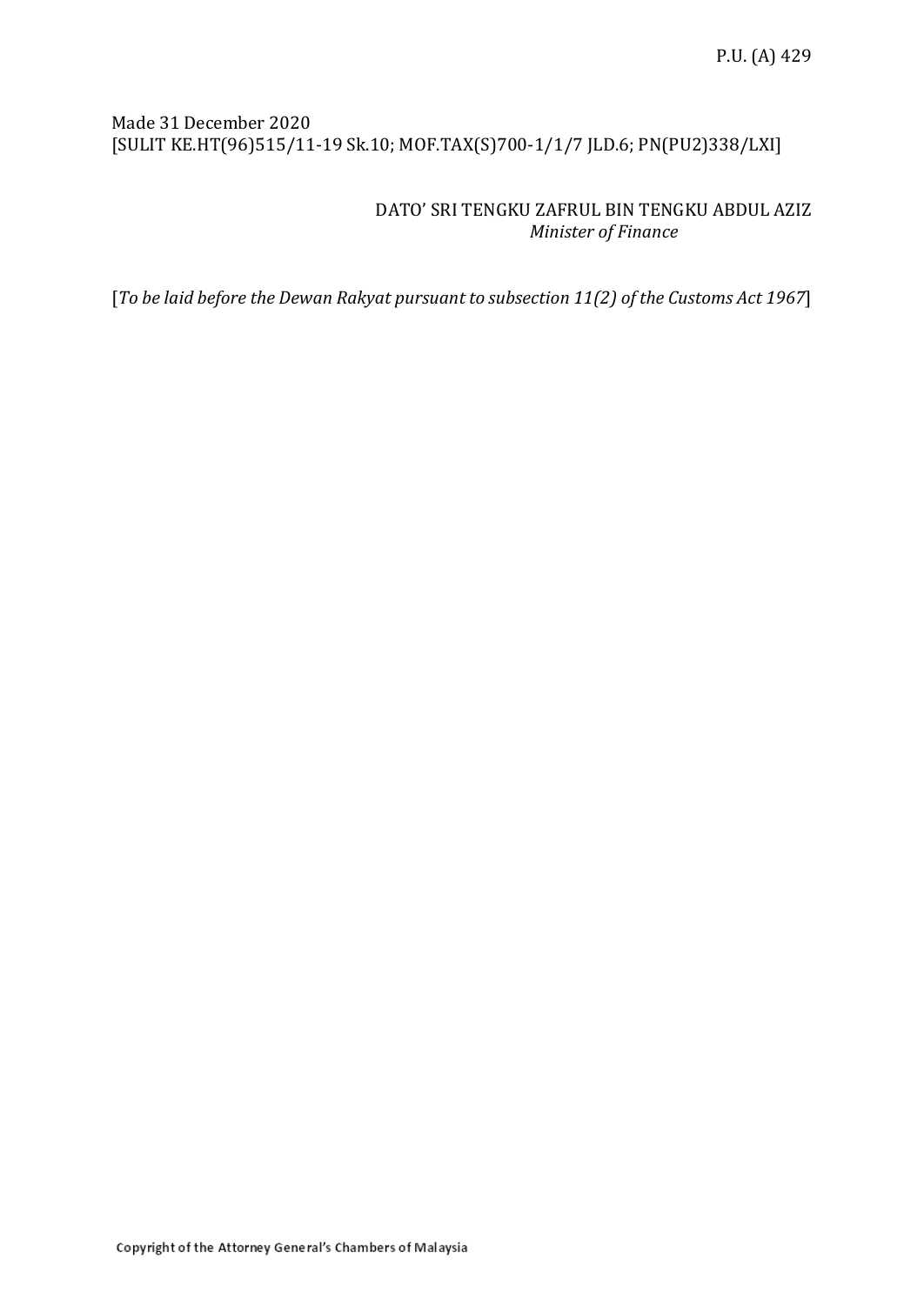Made 31 December 2020
[SULIT KE.HT(96)515/11-19 Sk.10; MOF.TAX(S)700-1/1/7 JLD.6; PN(PU2)338/LXI]

DATO' SRI TENGKU ZAFRUL BIN TENGKU ABDUL AZIZ
*Minister of Finance*

[*To be laid before the Dewan Rakyat pursuant to subsection 11(2) of the Customs Act 1967*]